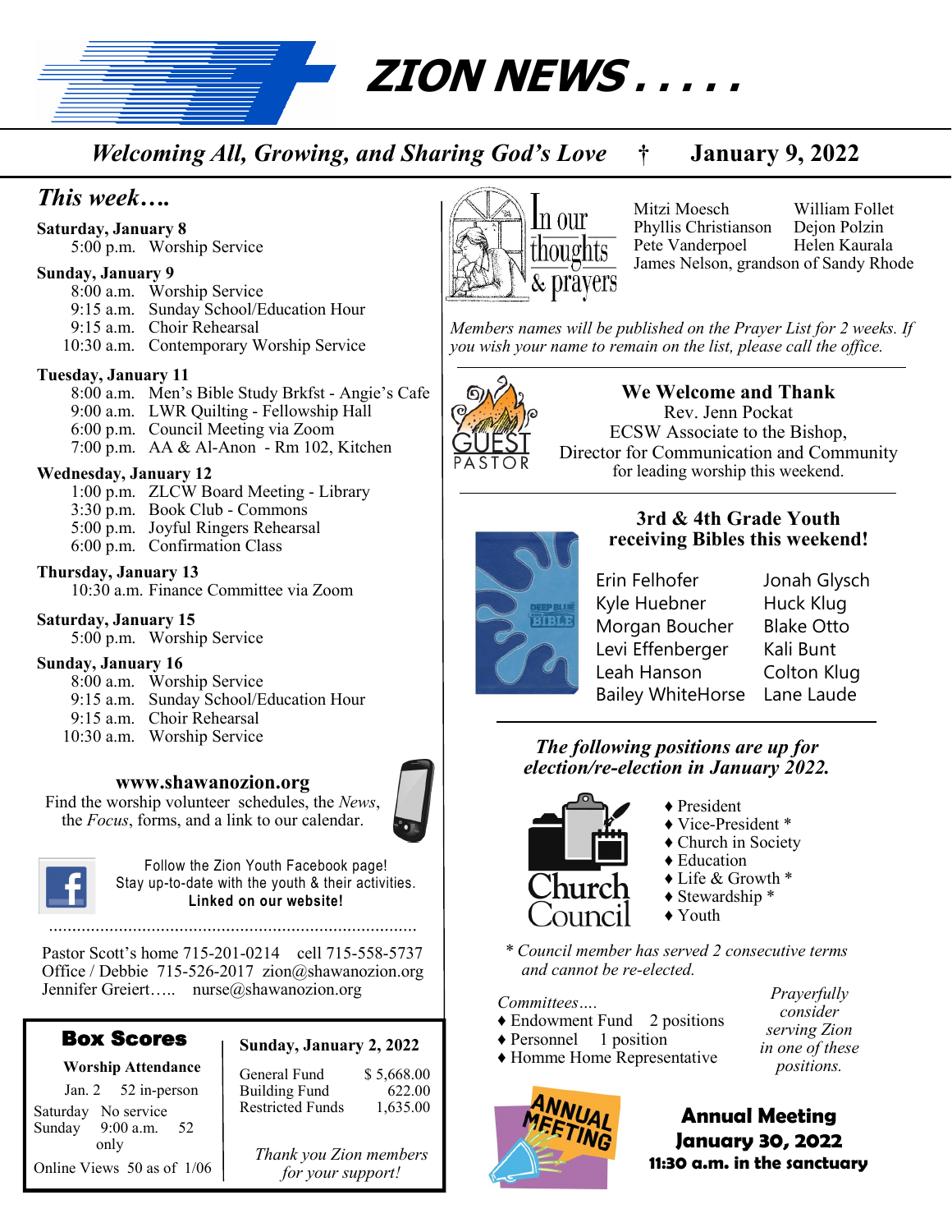# ZION NEWS . . . . .

*Welcoming All, Growing, and Sharing God's Love* † **January 9, 2022**

## *This week….*

**Saturday, January 8**
5:00 p.m. Worship Service

**Sunday, January 9**
8:00 a.m. Worship Service
9:15 a.m. Sunday School/Education Hour
9:15 a.m. Choir Rehearsal
10:30 a.m. Contemporary Worship Service

**Tuesday, January 11**
8:00 a.m. Men's Bible Study Brkfst - Angie's Cafe
9:00 a.m. LWR Quilting - Fellowship Hall
6:00 p.m. Council Meeting via Zoom
7:00 p.m. AA & Al-Anon - Rm 102, Kitchen

**Wednesday, January 12**
1:00 p.m. ZLCW Board Meeting - Library
3:30 p.m. Book Club - Commons
5:00 p.m. Joyful Ringers Rehearsal
6:00 p.m. Confirmation Class

**Thursday, January 13**
10:30 a.m. Finance Committee via Zoom

**Saturday, January 15**
5:00 p.m. Worship Service

**Sunday, January 16**
8:00 a.m. Worship Service
9:15 a.m. Sunday School/Education Hour
9:15 a.m. Choir Rehearsal
10:30 a.m. Worship Service

**www.shawanozion.org**
Find the worship volunteer schedules, the *News*, the *Focus*, forms, and a link to our calendar.

Follow the Zion Youth Facebook page!
Stay up-to-date with the youth & their activities.
**Linked on our website!**

Pastor Scott's home 715-201-0214 cell 715-558-5737
Office / Debbie 715-526-2017 zion@shawanozion.org
Jennifer Greiert….. nurse@shawanozion.org

## Box Scores

**Worship Attendance**
Jan. 2 52 in-person
Saturday No service
Sunday 9:00 a.m. only 52
Online Views 50 as of 1/06

**Sunday, January 2, 2022**

| | |
|---|---|
| General Fund | $ 5,668.00 |
| Building Fund | 622.00 |
| Restricted Funds | 1,635.00 |

*Thank you Zion members for your support!*

## In our thoughts & prayers

Mitzi Moesch
Phyllis Christianson
Pete Vanderpoel
James Nelson, grandson of Sandy Rhode
William Follet
Dejon Polzin
Helen Kaurala

*Members names will be published on the Prayer List for 2 weeks. If you wish your name to remain on the list, please call the office.*

## Guest Pastor

**We Welcome and Thank**
Rev. Jenn Pockat
ECSW Associate to the Bishop,
Director for Communication and Community
for leading worship this weekend.

## 3rd & 4th Grade Youth receiving Bibles this weekend!

| | |
|---|---|
| Erin Felhofer | Jonah Glysch |
| Kyle Huebner | Huck Klug |
| Morgan Boucher | Blake Otto |
| Levi Effenberger | Kali Bunt |
| Leah Hanson | Colton Klug |
| Bailey WhiteHorse | Lane Laude |

## *The following positions are up for election/re-election in January 2022.*

**Church Council**

- President
- Vice-President *
- Church in Society
- Education
- Life & Growth *
- Stewardship *
- Youth

*\* Council member has served 2 consecutive terms and cannot be re-elected.*

*Committees….*

- Endowment Fund 2 positions
- Personnel 1 position
- Homme Home Representative

*Prayerfully consider serving Zion in one of these positions.*

## Annual Meeting
**January 30, 2022**
**11:30 a.m. in the sanctuary**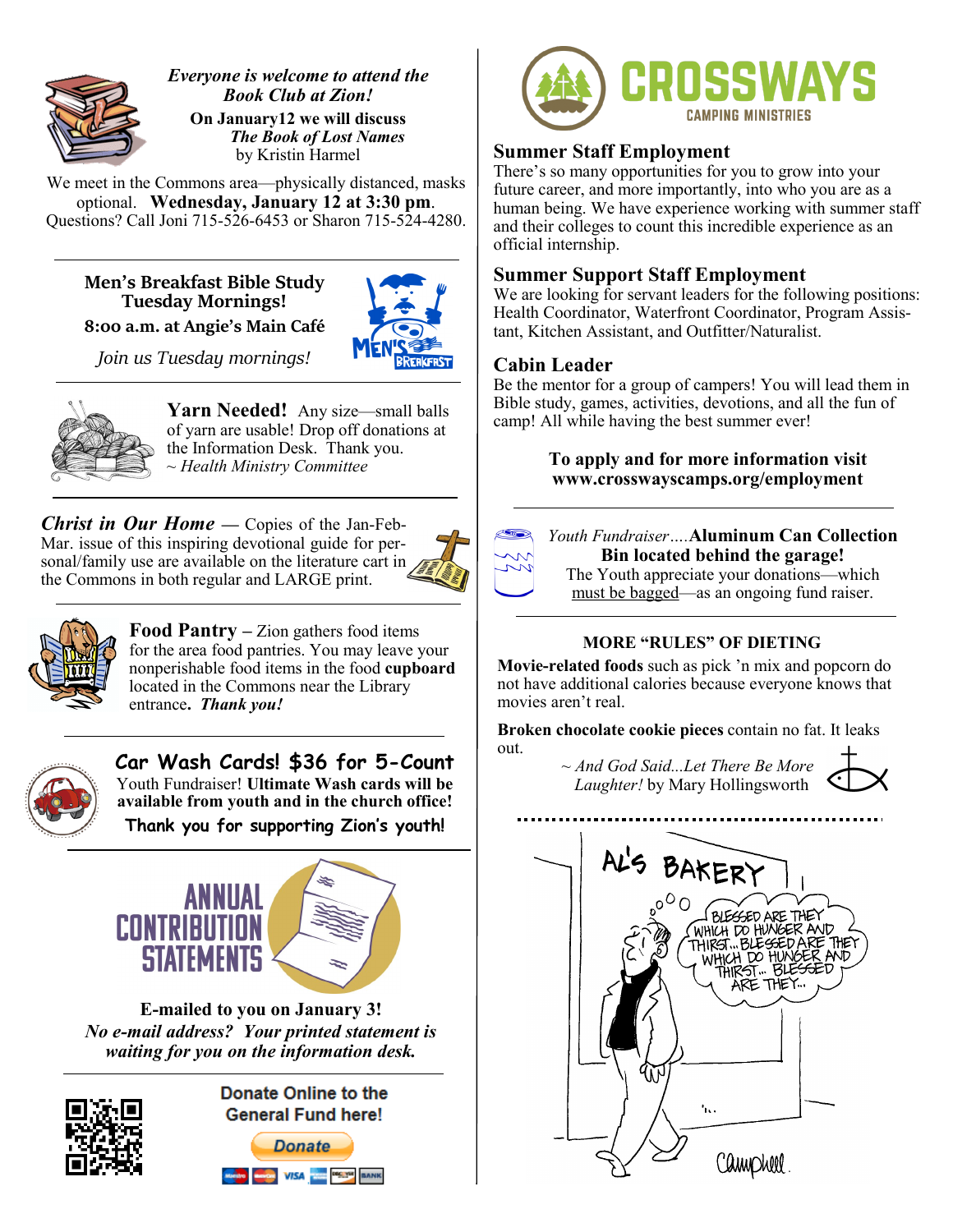*Everyone is welcome to attend the Book Club at Zion!*

**On January12 we will discuss** ***The Book of Lost Names*** by Kristin Harmel

We meet in the Commons area—physically distanced, masks optional. **Wednesday, January 12 at 3:30 pm**. Questions? Call Joni 715-526-6453 or Sharon 715-524-4280.

---

**Men's Breakfast Bible Study Tuesday Mornings!**

**8:00 a.m. at Angie's Main Café**

*Join us Tuesday mornings!*

---

**Yarn Needed!** Any size—small balls of yarn are usable! Drop off donations at the Information Desk. Thank you. *~ Health Ministry Committee*

---

***Christ in Our Home*** — Copies of the Jan-Feb-Mar. issue of this inspiring devotional guide for personal/family use are available on the literature cart in the Commons in both regular and LARGE print.

---

**Food Pantry** – Zion gathers food items for the area food pantries. You may leave your nonperishable food items in the food **cupboard** located in the Commons near the Library entrance**.** ***Thank you!***

---

**Car Wash Cards! $36 for 5-Count**

Youth Fundraiser! **Ultimate Wash cards will be available from youth and in the church office!**

**Thank you for supporting Zion's youth!**

---

**ANNUAL CONTRIBUTION STATEMENTS**

**E-mailed to you on January 3!**

***No e-mail address? Your printed statement is waiting for you on the information desk.***

---

**Donate Online to the General Fund here!**

Donate

---

**CROSSWAYS** CAMPING MINISTRIES

## Summer Staff Employment

There's so many opportunities for you to grow into your future career, and more importantly, into who you are as a human being. We have experience working with summer staff and their colleges to count this incredible experience as an official internship.

## Summer Support Staff Employment

We are looking for servant leaders for the following positions: Health Coordinator, Waterfront Coordinator, Program Assistant, Kitchen Assistant, and Outfitter/Naturalist.

## Cabin Leader

Be the mentor for a group of campers! You will lead them in Bible study, games, activities, devotions, and all the fun of camp! All while having the best summer ever!

**To apply and for more information visit www.crosswayscamps.org/employment**

---

*Youth Fundraiser*.....**Aluminum Can Collection**

**Bin located behind the garage!**

The Youth appreciate your donations—which must be bagged—as an ongoing fund raiser.

---

**MORE "RULES" OF DIETING**

**Movie-related foods** such as pick 'n mix and popcorn do not have additional calories because everyone knows that movies aren't real.

**Broken chocolate cookie pieces** contain no fat. It leaks out.

*~ And God Said...Let There Be More Laughter!* by Mary Hollingsworth

---

AL'S BAKERY

BLESSED ARE THEY WHICH DO HUNGER AND THIRST... BLESSED ARE THEY WHICH DO HUNGER AND THIRST... BLESSED ARE THEY...

Campbell